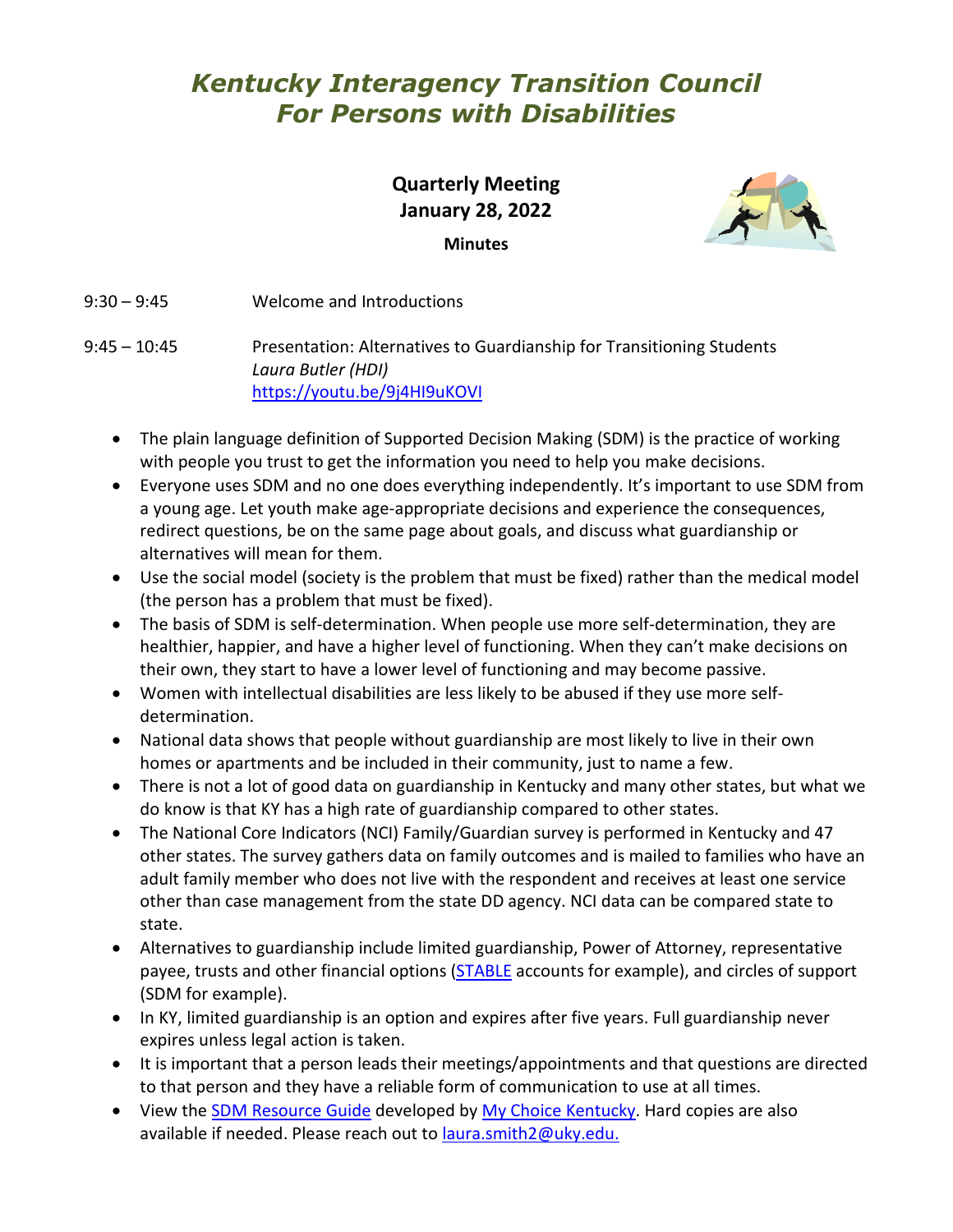# Kentucky Interagency Transition Council For Persons with Disabilities

**Quarterly Meeting**
**January 28, 2022**

**Minutes**

9:30 – 9:45 Welcome and Introductions

9:45 – 10:45 Presentation: Alternatives to Guardianship for Transitioning Students
*Laura Butler (HDI)*
https://youtu.be/9j4HI9uKOVI

- The plain language definition of Supported Decision Making (SDM) is the practice of working with people you trust to get the information you need to help you make decisions.
- Everyone uses SDM and no one does everything independently. It's important to use SDM from a young age. Let youth make age-appropriate decisions and experience the consequences, redirect questions, be on the same page about goals, and discuss what guardianship or alternatives will mean for them.
- Use the social model (society is the problem that must be fixed) rather than the medical model (the person has a problem that must be fixed).
- The basis of SDM is self-determination. When people use more self-determination, they are healthier, happier, and have a higher level of functioning. When they can't make decisions on their own, they start to have a lower level of functioning and may become passive.
- Women with intellectual disabilities are less likely to be abused if they use more self-determination.
- National data shows that people without guardianship are most likely to live in their own homes or apartments and be included in their community, just to name a few.
- There is not a lot of good data on guardianship in Kentucky and many other states, but what we do know is that KY has a high rate of guardianship compared to other states.
- The National Core Indicators (NCI) Family/Guardian survey is performed in Kentucky and 47 other states. The survey gathers data on family outcomes and is mailed to families who have an adult family member who does not live with the respondent and receives at least one service other than case management from the state DD agency. NCI data can be compared state to state.
- Alternatives to guardianship include limited guardianship, Power of Attorney, representative payee, trusts and other financial options (STABLE accounts for example), and circles of support (SDM for example).
- In KY, limited guardianship is an option and expires after five years. Full guardianship never expires unless legal action is taken.
- It is important that a person leads their meetings/appointments and that questions are directed to that person and they have a reliable form of communication to use at all times.
- View the SDM Resource Guide developed by My Choice Kentucky. Hard copies are also available if needed. Please reach out to laura.smith2@uky.edu.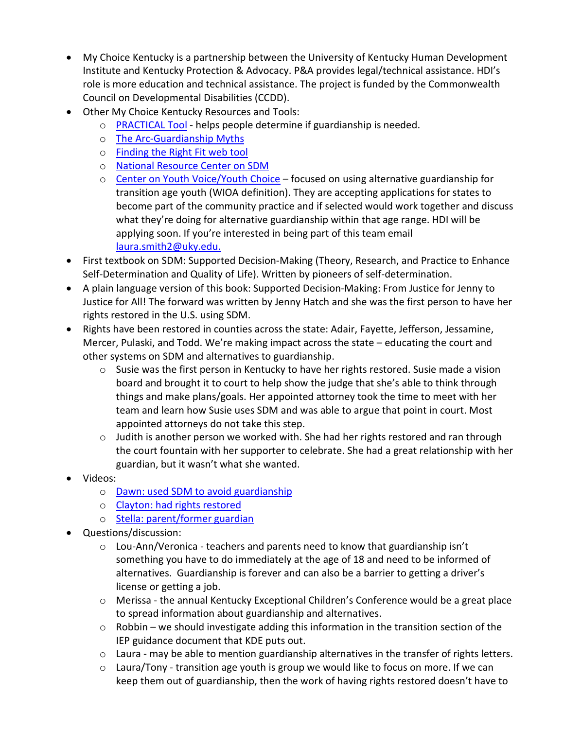- My Choice Kentucky is a partnership between the University of Kentucky Human Development Institute and Kentucky Protection & Advocacy. P&A provides legal/technical assistance. HDI's role is more education and technical assistance. The project is funded by the Commonwealth Council on Developmental Disabilities (CCDD).
- Other My Choice Kentucky Resources and Tools:
  - PRACTICAL Tool - helps people determine if guardianship is needed.
  - The Arc-Guardianship Myths
  - Finding the Right Fit web tool
  - National Resource Center on SDM
  - Center on Youth Voice/Youth Choice – focused on using alternative guardianship for transition age youth (WIOA definition). They are accepting applications for states to become part of the community practice and if selected would work together and discuss what they're doing for alternative guardianship within that age range. HDI will be applying soon. If you're interested in being part of this team email laura.smith2@uky.edu.
- First textbook on SDM: Supported Decision-Making (Theory, Research, and Practice to Enhance Self-Determination and Quality of Life). Written by pioneers of self-determination.
- A plain language version of this book: Supported Decision-Making: From Justice for Jenny to Justice for All! The forward was written by Jenny Hatch and she was the first person to have her rights restored in the U.S. using SDM.
- Rights have been restored in counties across the state: Adair, Fayette, Jefferson, Jessamine, Mercer, Pulaski, and Todd. We're making impact across the state – educating the court and other systems on SDM and alternatives to guardianship.
  - Susie was the first person in Kentucky to have her rights restored. Susie made a vision board and brought it to court to help show the judge that she's able to think through things and make plans/goals. Her appointed attorney took the time to meet with her team and learn how Susie uses SDM and was able to argue that point in court. Most appointed attorneys do not take this step.
  - Judith is another person we worked with. She had her rights restored and ran through the court fountain with her supporter to celebrate. She had a great relationship with her guardian, but it wasn't what she wanted.
- Videos:
  - Dawn: used SDM to avoid guardianship
  - Clayton: had rights restored
  - Stella: parent/former guardian
- Questions/discussion:
  - Lou-Ann/Veronica - teachers and parents need to know that guardianship isn't something you have to do immediately at the age of 18 and need to be informed of alternatives. Guardianship is forever and can also be a barrier to getting a driver's license or getting a job.
  - Merissa - the annual Kentucky Exceptional Children's Conference would be a great place to spread information about guardianship and alternatives.
  - Robbin – we should investigate adding this information in the transition section of the IEP guidance document that KDE puts out.
  - Laura - may be able to mention guardianship alternatives in the transfer of rights letters.
  - Laura/Tony - transition age youth is group we would like to focus on more. If we can keep them out of guardianship, then the work of having rights restored doesn't have to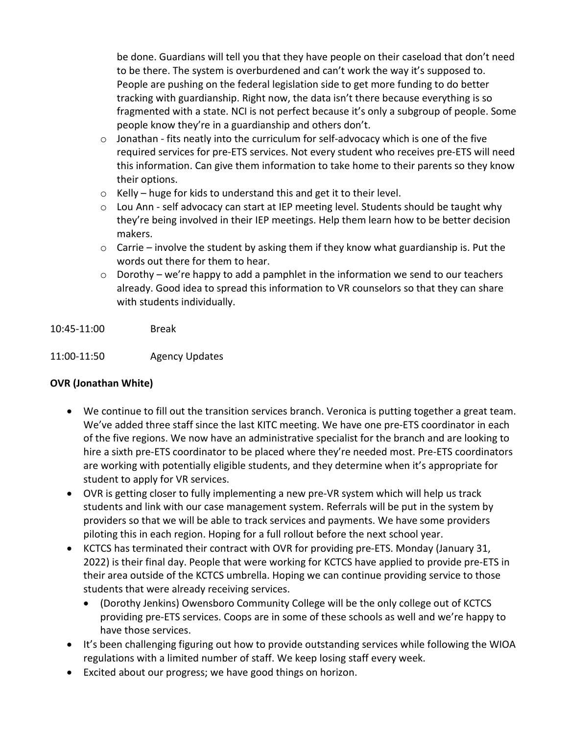be done. Guardians will tell you that they have people on their caseload that don't need to be there. The system is overburdened and can't work the way it's supposed to. People are pushing on the federal legislation side to get more funding to do better tracking with guardianship. Right now, the data isn't there because everything is so fragmented with a state. NCI is not perfect because it's only a subgroup of people. Some people know they're in a guardianship and others don't.

- Jonathan - fits neatly into the curriculum for self-advocacy which is one of the five required services for pre-ETS services. Not every student who receives pre-ETS will need this information. Can give them information to take home to their parents so they know their options.
- Kelly – huge for kids to understand this and get it to their level.
- Lou Ann - self advocacy can start at IEP meeting level. Students should be taught why they're being involved in their IEP meetings. Help them learn how to be better decision makers.
- Carrie – involve the student by asking them if they know what guardianship is. Put the words out there for them to hear.
- Dorothy – we're happy to add a pamphlet in the information we send to our teachers already. Good idea to spread this information to VR counselors so that they can share with students individually.

10:45-11:00 Break

11:00-11:50 Agency Updates

**OVR (Jonathan White)**

- We continue to fill out the transition services branch. Veronica is putting together a great team. We've added three staff since the last KITC meeting. We have one pre-ETS coordinator in each of the five regions. We now have an administrative specialist for the branch and are looking to hire a sixth pre-ETS coordinator to be placed where they're needed most. Pre-ETS coordinators are working with potentially eligible students, and they determine when it's appropriate for student to apply for VR services.
- OVR is getting closer to fully implementing a new pre-VR system which will help us track students and link with our case management system. Referrals will be put in the system by providers so that we will be able to track services and payments. We have some providers piloting this in each region. Hoping for a full rollout before the next school year.
- KCTCS has terminated their contract with OVR for providing pre-ETS. Monday (January 31, 2022) is their final day. People that were working for KCTCS have applied to provide pre-ETS in their area outside of the KCTCS umbrella. Hoping we can continue providing service to those students that were already receiving services.
  - (Dorothy Jenkins) Owensboro Community College will be the only college out of KCTCS providing pre-ETS services. Coops are in some of these schools as well and we're happy to have those services.
- It's been challenging figuring out how to provide outstanding services while following the WIOA regulations with a limited number of staff. We keep losing staff every week.
- Excited about our progress; we have good things on horizon.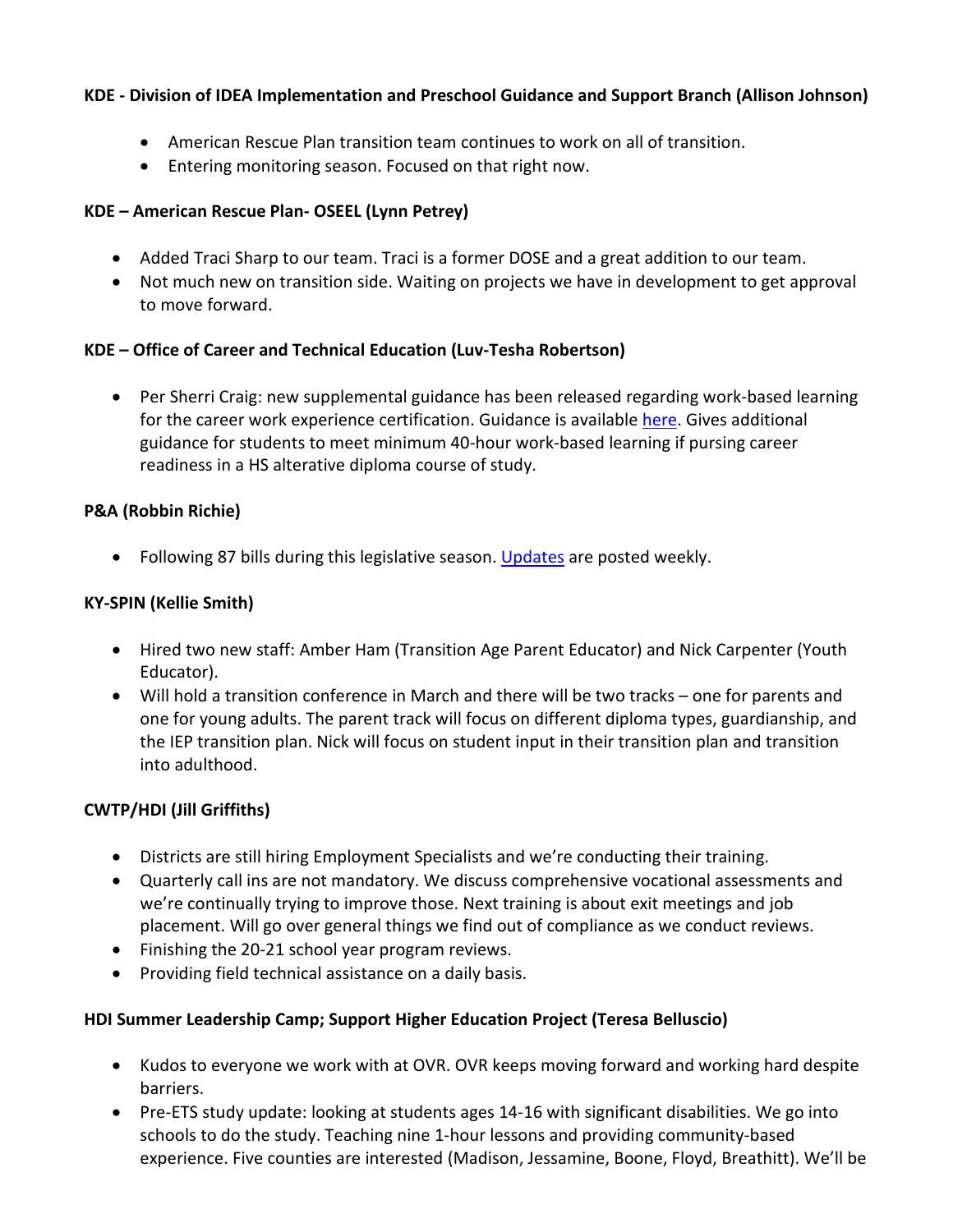**KDE - Division of IDEA Implementation and Preschool Guidance and Support Branch (Allison Johnson)**

- American Rescue Plan transition team continues to work on all of transition.
- Entering monitoring season. Focused on that right now.

**KDE – American Rescue Plan- OSEEL (Lynn Petrey)**

- Added Traci Sharp to our team. Traci is a former DOSE and a great addition to our team.
- Not much new on transition side. Waiting on projects we have in development to get approval to move forward.

**KDE – Office of Career and Technical Education (Luv-Tesha Robertson)**

- Per Sherri Craig: new supplemental guidance has been released regarding work-based learning for the career work experience certification. Guidance is available here. Gives additional guidance for students to meet minimum 40-hour work-based learning if pursing career readiness in a HS alterative diploma course of study.

**P&A (Robbin Richie)**

- Following 87 bills during this legislative season. Updates are posted weekly.

**KY-SPIN (Kellie Smith)**

- Hired two new staff: Amber Ham (Transition Age Parent Educator) and Nick Carpenter (Youth Educator).
- Will hold a transition conference in March and there will be two tracks – one for parents and one for young adults. The parent track will focus on different diploma types, guardianship, and the IEP transition plan. Nick will focus on student input in their transition plan and transition into adulthood.

**CWTP/HDI (Jill Griffiths)**

- Districts are still hiring Employment Specialists and we're conducting their training.
- Quarterly call ins are not mandatory. We discuss comprehensive vocational assessments and we're continually trying to improve those. Next training is about exit meetings and job placement. Will go over general things we find out of compliance as we conduct reviews.
- Finishing the 20-21 school year program reviews.
- Providing field technical assistance on a daily basis.

**HDI Summer Leadership Camp; Support Higher Education Project (Teresa Belluscio)**

- Kudos to everyone we work with at OVR. OVR keeps moving forward and working hard despite barriers.
- Pre-ETS study update: looking at students ages 14-16 with significant disabilities. We go into schools to do the study. Teaching nine 1-hour lessons and providing community-based experience. Five counties are interested (Madison, Jessamine, Boone, Floyd, Breathitt). We'll be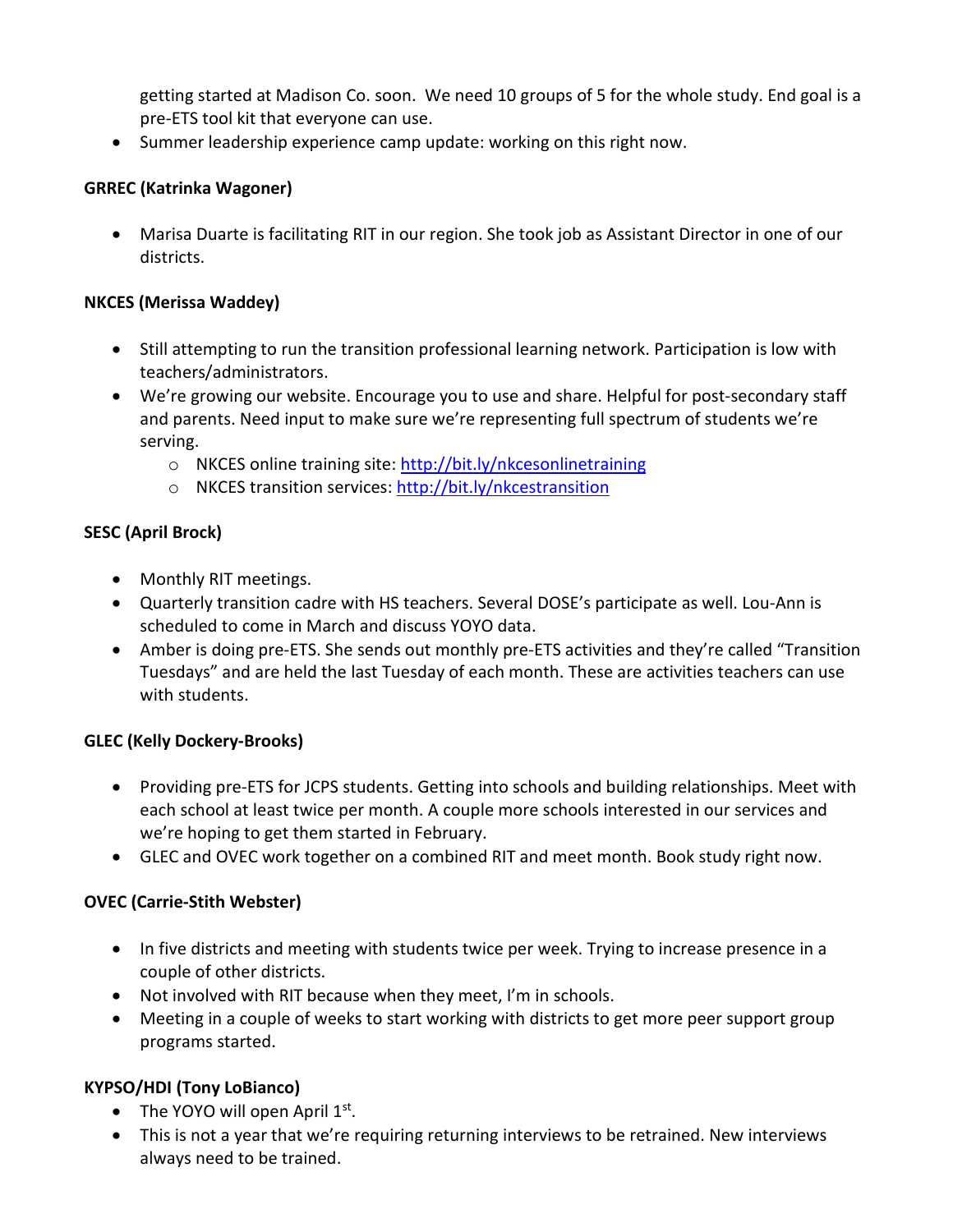getting started at Madison Co. soon. We need 10 groups of 5 for the whole study. End goal is a pre-ETS tool kit that everyone can use.

- Summer leadership experience camp update: working on this right now.

**GRREC (Katrinka Wagoner)**

- Marisa Duarte is facilitating RIT in our region. She took job as Assistant Director in one of our districts.

**NKCES (Merissa Waddey)**

- Still attempting to run the transition professional learning network. Participation is low with teachers/administrators.
- We're growing our website. Encourage you to use and share. Helpful for post-secondary staff and parents. Need input to make sure we're representing full spectrum of students we're serving.
  - NKCES online training site: [http://bit.ly/nkcesonlinetraining](http://bit.ly/nkcesonlinetraining)
  - NKCES transition services: [http://bit.ly/nkcestransition](http://bit.ly/nkcestransition)

**SESC (April Brock)**

- Monthly RIT meetings.
- Quarterly transition cadre with HS teachers. Several DOSE's participate as well. Lou-Ann is scheduled to come in March and discuss YOYO data.
- Amber is doing pre-ETS. She sends out monthly pre-ETS activities and they're called "Transition Tuesdays" and are held the last Tuesday of each month. These are activities teachers can use with students.

**GLEC (Kelly Dockery-Brooks)**

- Providing pre-ETS for JCPS students. Getting into schools and building relationships. Meet with each school at least twice per month. A couple more schools interested in our services and we're hoping to get them started in February.
- GLEC and OVEC work together on a combined RIT and meet month. Book study right now.

**OVEC (Carrie-Stith Webster)**

- In five districts and meeting with students twice per week. Trying to increase presence in a couple of other districts.
- Not involved with RIT because when they meet, I'm in schools.
- Meeting in a couple of weeks to start working with districts to get more peer support group programs started.

**KYPSO/HDI (Tony LoBianco)**

- The YOYO will open April 1st.
- This is not a year that we're requiring returning interviews to be retrained. New interviews always need to be trained.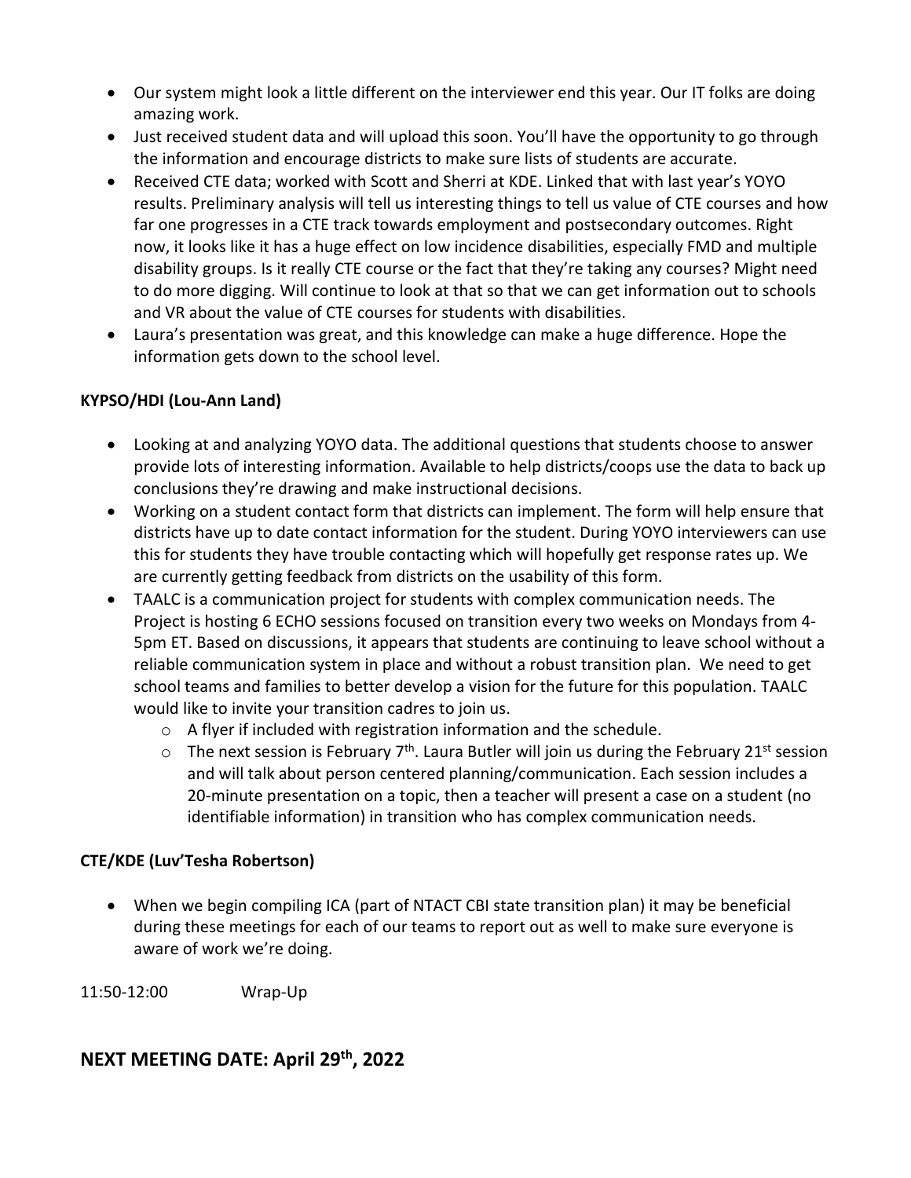- Our system might look a little different on the interviewer end this year. Our IT folks are doing amazing work.
- Just received student data and will upload this soon. You'll have the opportunity to go through the information and encourage districts to make sure lists of students are accurate.
- Received CTE data; worked with Scott and Sherri at KDE. Linked that with last year's YOYO results. Preliminary analysis will tell us interesting things to tell us value of CTE courses and how far one progresses in a CTE track towards employment and postsecondary outcomes. Right now, it looks like it has a huge effect on low incidence disabilities, especially FMD and multiple disability groups. Is it really CTE course or the fact that they're taking any courses? Might need to do more digging. Will continue to look at that so that we can get information out to schools and VR about the value of CTE courses for students with disabilities.
- Laura's presentation was great, and this knowledge can make a huge difference. Hope the information gets down to the school level.

**KYPSO/HDI (Lou-Ann Land)**

- Looking at and analyzing YOYO data. The additional questions that students choose to answer provide lots of interesting information. Available to help districts/coops use the data to back up conclusions they're drawing and make instructional decisions.
- Working on a student contact form that districts can implement. The form will help ensure that districts have up to date contact information for the student. During YOYO interviewers can use this for students they have trouble contacting which will hopefully get response rates up. We are currently getting feedback from districts on the usability of this form.
- TAALC is a communication project for students with complex communication needs. The Project is hosting 6 ECHO sessions focused on transition every two weeks on Mondays from 4-5pm ET. Based on discussions, it appears that students are continuing to leave school without a reliable communication system in place and without a robust transition plan. We need to get school teams and families to better develop a vision for the future for this population. TAALC would like to invite your transition cadres to join us.
  - A flyer if included with registration information and the schedule.
  - The next session is February 7th. Laura Butler will join us during the February 21st session and will talk about person centered planning/communication. Each session includes a 20-minute presentation on a topic, then a teacher will present a case on a student (no identifiable information) in transition who has complex communication needs.

**CTE/KDE (Luv'Tesha Robertson)**

- When we begin compiling ICA (part of NTACT CBI state transition plan) it may be beneficial during these meetings for each of our teams to report out as well to make sure everyone is aware of work we're doing.

11:50-12:00 Wrap-Up

## NEXT MEETING DATE: April 29th, 2022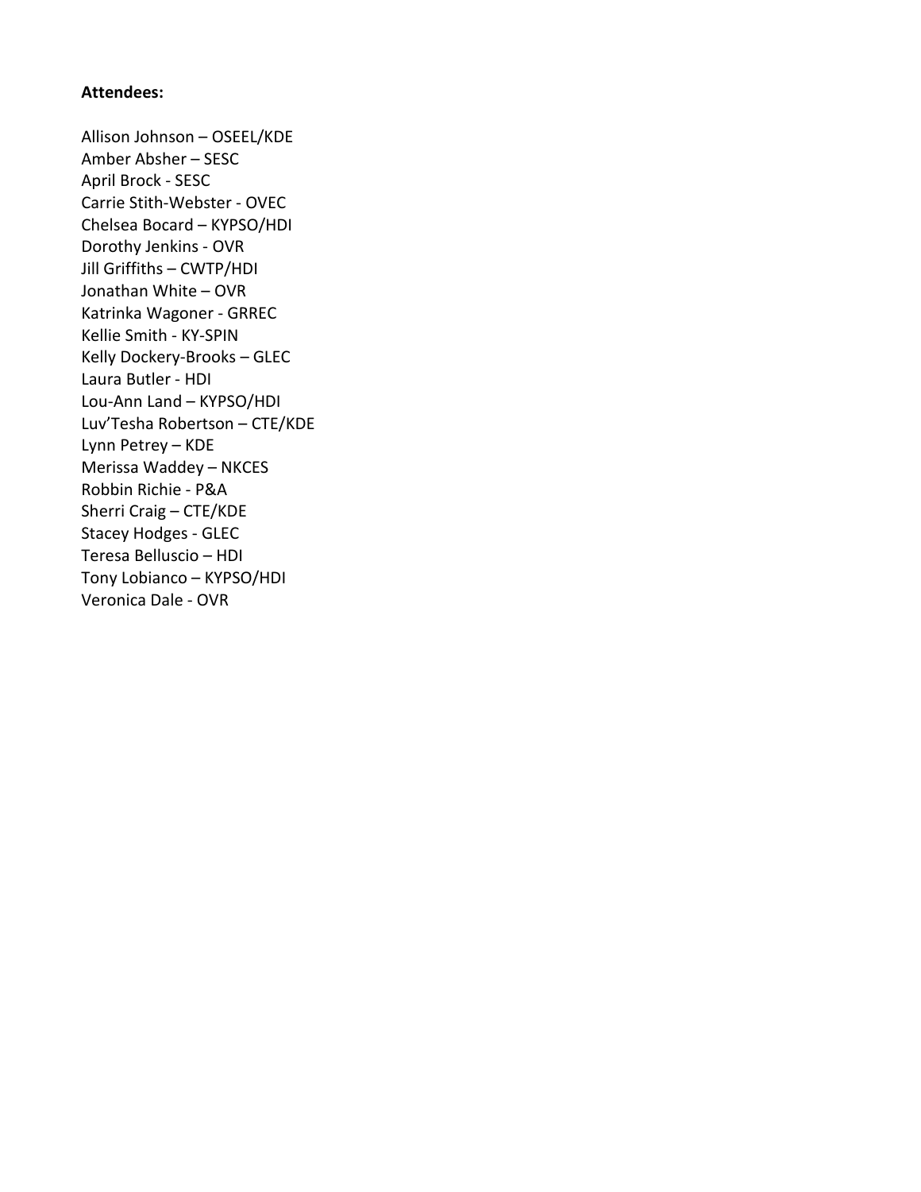**Attendees:**

Allison Johnson – OSEEL/KDE
Amber Absher – SESC
April Brock - SESC
Carrie Stith-Webster - OVEC
Chelsea Bocard – KYPSO/HDI
Dorothy Jenkins - OVR
Jill Griffiths – CWTP/HDI
Jonathan White – OVR
Katrinka Wagoner - GRREC
Kellie Smith - KY-SPIN
Kelly Dockery-Brooks – GLEC
Laura Butler - HDI
Lou-Ann Land – KYPSO/HDI
Luv'Tesha Robertson – CTE/KDE
Lynn Petrey – KDE
Merissa Waddey – NKCES
Robbin Richie - P&A
Sherri Craig – CTE/KDE
Stacey Hodges - GLEC
Teresa Belluscio – HDI
Tony Lobianco – KYPSO/HDI
Veronica Dale - OVR